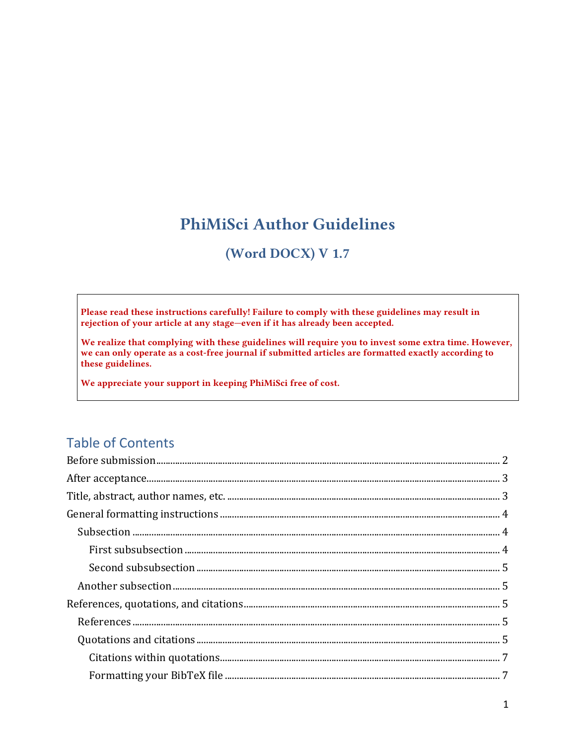# PhiMiSci Author Guidelines

## (Word DOCX) V 1.7

**Please read these instructions carefully! Failure to comply with these guidelines may result in rejection of your article at any stage—even if it has already been accepted.**

**We realize that complying with these guidelines will require you to invest some extra time. However, we can only operate as a cost-free journal if submitted articles are formatted exactly according to these guidelines.**

**We appreciate your support in keeping PhiMiSci free of cost.**

## Table of Contents

- Before submission ........ 2
- After acceptance ........ 3
- Title, abstract, author names, etc. ........ 3
- General formatting instructions ........ 4
  - Subsection ........ 4
    - First subsubsection ........ 4
    - Second subsubsection ........ 5
  - Another subsection ........ 5
- References, quotations, and citations ........ 5
  - References ........ 5
  - Quotations and citations ........ 5
    - Citations within quotations ........ 7
    - Formatting your BibTeX file ........ 7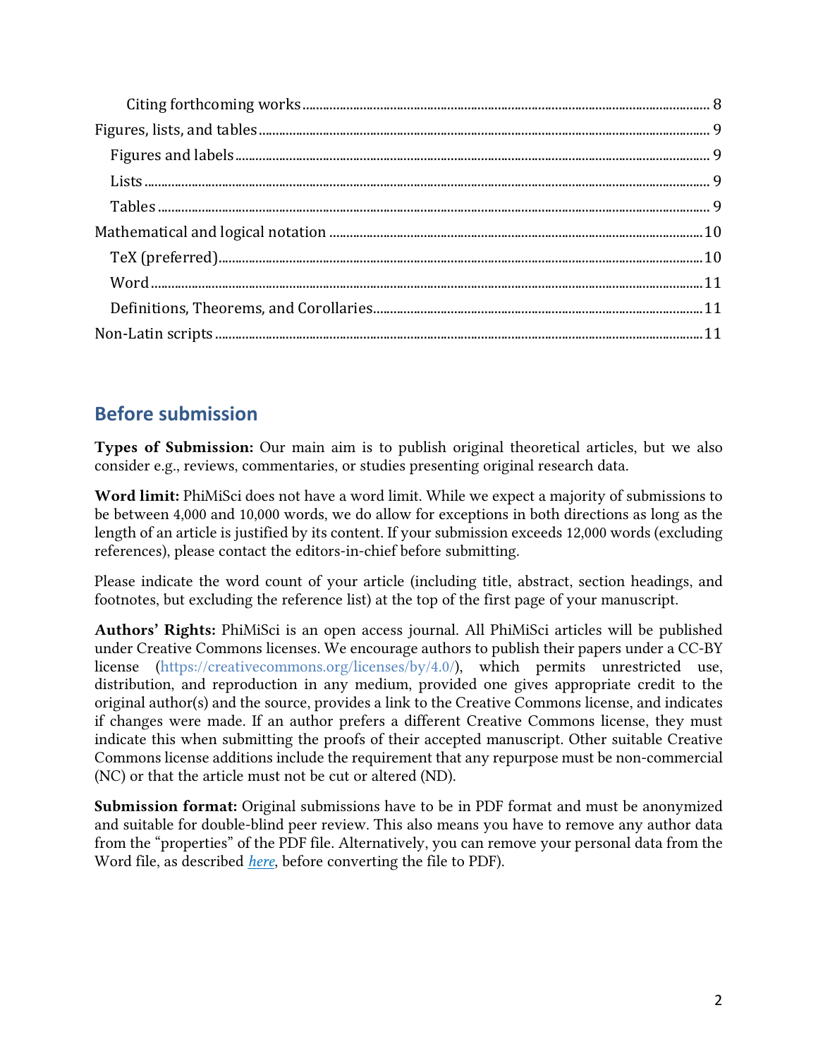Citing forthcoming works ........................................................................................................................... 8

Figures, lists, and tables .............................................................................................................................. 9

Figures and labels ..................................................................................................................................... 9

Lists ............................................................................................................................................................. 9

Tables ......................................................................................................................................................... 9

Mathematical and logical notation ......................................................................................................... 10

TeX (preferred) ........................................................................................................................................ 10

Word ......................................................................................................................................................... 11

Definitions, Theorems, and Corollaries ................................................................................................ 11

Non-Latin scripts ......................................................................................................................................... 11

## Before submission

**Types of Submission:** Our main aim is to publish original theoretical articles, but we also consider e.g., reviews, commentaries, or studies presenting original research data.

**Word limit:** PhiMiSci does not have a word limit. While we expect a majority of submissions to be between 4,000 and 10,000 words, we do allow for exceptions in both directions as long as the length of an article is justified by its content. If your submission exceeds 12,000 words (excluding references), please contact the editors-in-chief before submitting.

Please indicate the word count of your article (including title, abstract, section headings, and footnotes, but excluding the reference list) at the top of the first page of your manuscript.

**Authors' Rights:** PhiMiSci is an open access journal. All PhiMiSci articles will be published under Creative Commons licenses. We encourage authors to publish their papers under a CC-BY license (https://creativecommons.org/licenses/by/4.0/), which permits unrestricted use, distribution, and reproduction in any medium, provided one gives appropriate credit to the original author(s) and the source, provides a link to the Creative Commons license, and indicates if changes were made. If an author prefers a different Creative Commons license, they must indicate this when submitting the proofs of their accepted manuscript. Other suitable Creative Commons license additions include the requirement that any repurpose must be non-commercial (NC) or that the article must not be cut or altered (ND).

**Submission format:** Original submissions have to be in PDF format and must be anonymized and suitable for double-blind peer review. This also means you have to remove any author data from the "properties" of the PDF file. Alternatively, you can remove your personal data from the Word file, as described *here*, before converting the file to PDF).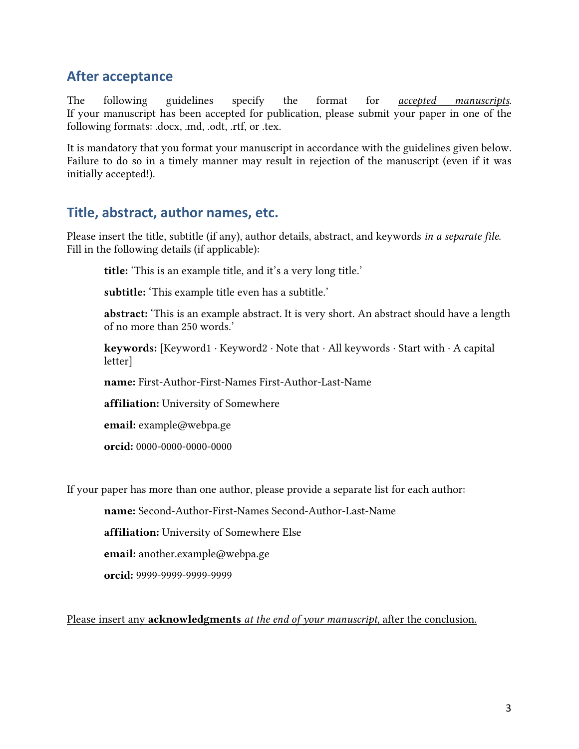## After acceptance

The following guidelines specify the format for *accepted manuscripts*. If your manuscript has been accepted for publication, please submit your paper in one of the following formats: .docx, .md, .odt, .rtf, or .tex.

It is mandatory that you format your manuscript in accordance with the guidelines given below. Failure to do so in a timely manner may result in rejection of the manuscript (even if it was initially accepted!).

## Title, abstract, author names, etc.

Please insert the title, subtitle (if any), author details, abstract, and keywords *in a separate file*. Fill in the following details (if applicable):

> **title:** 'This is an example title, and it's a very long title.'
>
> **subtitle:** 'This example title even has a subtitle.'
>
> **abstract:** 'This is an example abstract. It is very short. An abstract should have a length of no more than 250 words.'
>
> **keywords:** [Keyword1 · Keyword2 · Note that · All keywords · Start with · A capital letter]
>
> **name:** First-Author-First-Names First-Author-Last-Name
>
> **affiliation:** University of Somewhere
>
> **email:** example@webpa.ge
>
> **orcid:** 0000-0000-0000-0000

If your paper has more than one author, please provide a separate list for each author:

> **name:** Second-Author-First-Names Second-Author-Last-Name
>
> **affiliation:** University of Somewhere Else
>
> **email:** another.example@webpa.ge
>
> **orcid:** 9999-9999-9999-9999

Please insert any **acknowledgments** *at the end of your manuscript*, after the conclusion.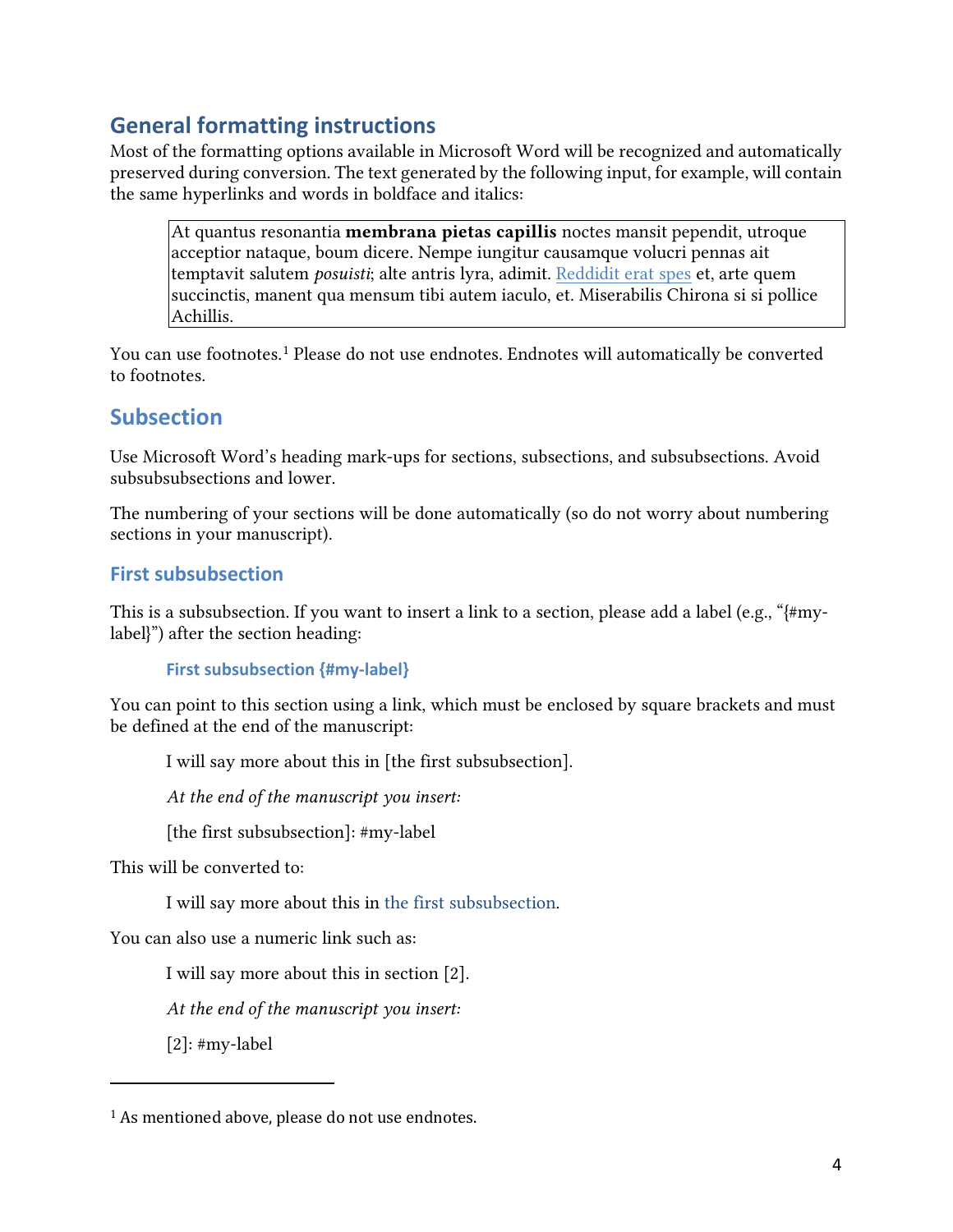## General formatting instructions

Most of the formatting options available in Microsoft Word will be recognized and automatically preserved during conversion. The text generated by the following input, for example, will contain the same hyperlinks and words in boldface and italics:

> At quantus resonantia **membrana pietas capillis** noctes mansit pependit, utroque acceptior nataque, boum dicere. Nempe iungitur causamque volucri pennas ait temptavit salutem *posuisti*; alte antris lyra, adimit. [Reddidit erat spes]() et, arte quem succinctis, manent qua mensum tibi autem iaculo, et. Miserabilis Chirona si si pollice Achillis.

You can use footnotes.[1] Please do not use endnotes. Endnotes will automatically be converted to footnotes.

## Subsection

Use Microsoft Word's heading mark-ups for sections, subsections, and subsubsections. Avoid subsubsubsections and lower.

The numbering of your sections will be done automatically (so do not worry about numbering sections in your manuscript).

### First subsubsection

This is a subsubsection. If you want to insert a link to a section, please add a label (e.g., "{#my-label}") after the section heading:

> **First subsubsection {#my-label}**

You can point to this section using a link, which must be enclosed by square brackets and must be defined at the end of the manuscript:

> I will say more about this in [the first subsubsection].
>
> *At the end of the manuscript you insert:*
>
> [the first subsubsection]: #my-label

This will be converted to:

> I will say more about this in the first subsubsection.

You can also use a numeric link such as:

> I will say more about this in section [2].
>
> *At the end of the manuscript you insert:*
>
> [2]: #my-label

---

[1] As mentioned above, please do not use endnotes.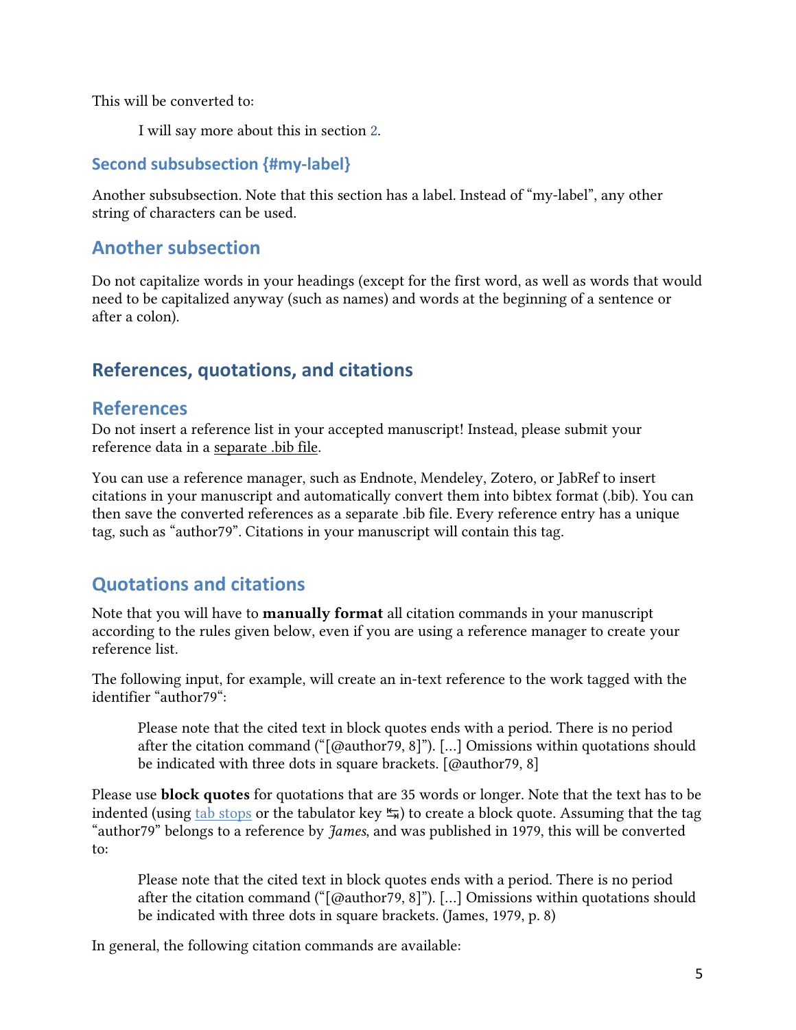This will be converted to:

> I will say more about this in section 2.

### Second subsubsection {#my-label}

Another subsubsection. Note that this section has a label. Instead of "my-label", any other string of characters can be used.

## Another subsection

Do not capitalize words in your headings (except for the first word, as well as words that would need to be capitalized anyway (such as names) and words at the beginning of a sentence or after a colon).

# References, quotations, and citations

## References

Do not insert a reference list in your accepted manuscript! Instead, please submit your reference data in a separate .bib file.

You can use a reference manager, such as Endnote, Mendeley, Zotero, or JabRef to insert citations in your manuscript and automatically convert them into bibtex format (.bib). You can then save the converted references as a separate .bib file. Every reference entry has a unique tag, such as "author79". Citations in your manuscript will contain this tag.

## Quotations and citations

Note that you will have to **manually format** all citation commands in your manuscript according to the rules given below, even if you are using a reference manager to create your reference list.

The following input, for example, will create an in-text reference to the work tagged with the identifier "author79":

> Please note that the cited text in block quotes ends with a period. There is no period after the citation command ("[@author79, 8]"). [...] Omissions within quotations should be indicated with three dots in square brackets. [@author79, 8]

Please use **block quotes** for quotations that are 35 words or longer. Note that the text has to be indented (using tab stops or the tabulator key ⭾) to create a block quote. Assuming that the tag "author79" belongs to a reference by *James*, and was published in 1979, this will be converted to:

> Please note that the cited text in block quotes ends with a period. There is no period after the citation command ("[@author79, 8]"). [...] Omissions within quotations should be indicated with three dots in square brackets. (James, 1979, p. 8)

In general, the following citation commands are available: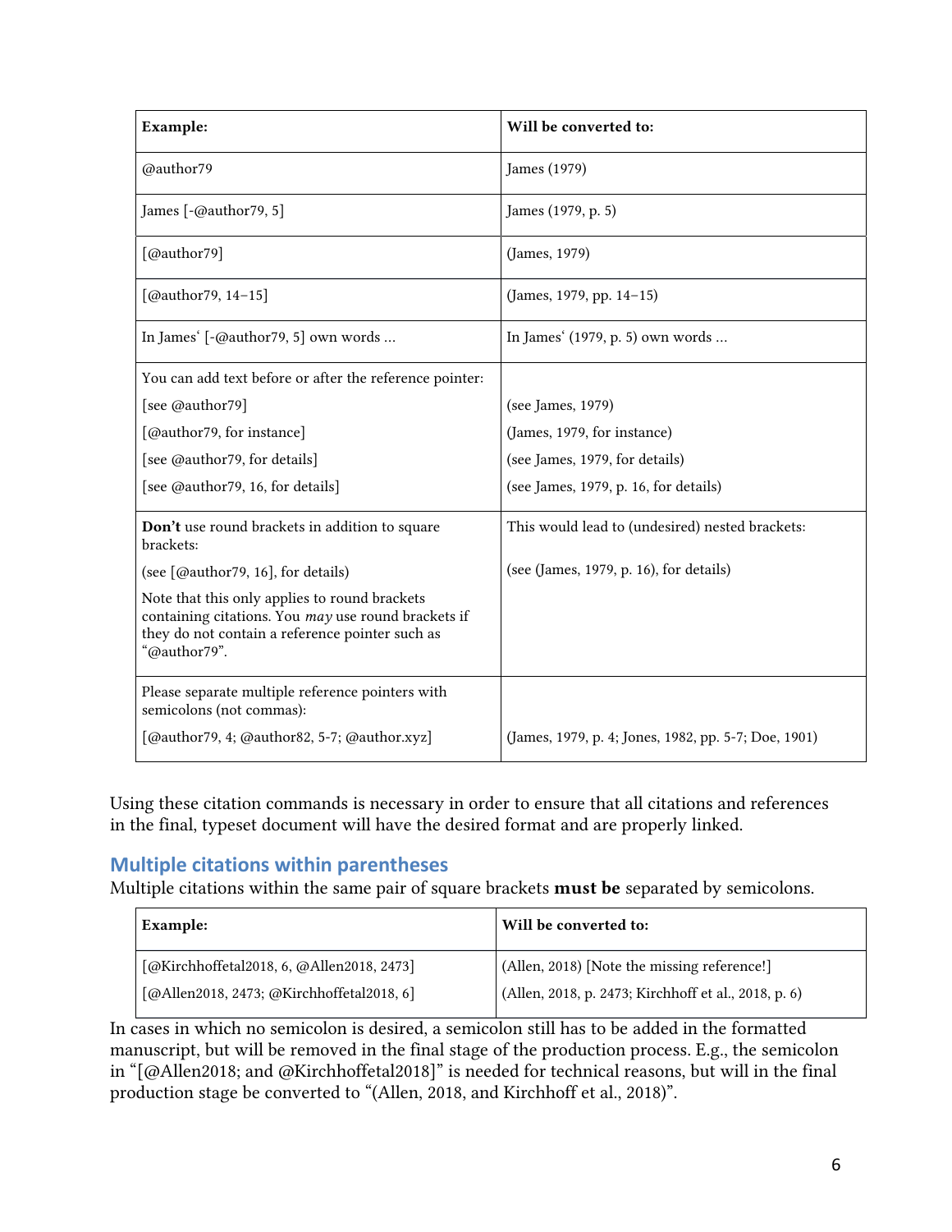| Example: | Will be converted to: |
| --- | --- |
| @author79 | James (1979) |
| James [-@author79, 5] | James (1979, p. 5) |
| [@author79] | (James, 1979) |
| [@author79, 14–15] | (James, 1979, pp. 14–15) |
| In James' [-@author79, 5] own words … | In James' (1979, p. 5) own words … |
| You can add text before or after the reference pointer:<br>[see @author79]<br>[@author79, for instance]<br>[see @author79, for details]<br>[see @author79, 16, for details] | <br>(see James, 1979)<br>(James, 1979, for instance)<br>(see James, 1979, for details)<br>(see James, 1979, p. 16, for details) |
| **Don't** use round brackets in addition to square brackets:<br>(see [@author79, 16], for details)<br>Note that this only applies to round brackets containing citations. You *may* use round brackets if they do not contain a reference pointer such as "@author79". | This would lead to (undesired) nested brackets:<br>(see (James, 1979, p. 16), for details) |
| Please separate multiple reference pointers with semicolons (not commas):<br>[@author79, 4; @author82, 5-7; @author.xyz] | <br>(James, 1979, p. 4; Jones, 1982, pp. 5-7; Doe, 1901) |

Using these citation commands is necessary in order to ensure that all citations and references in the final, typeset document will have the desired format and are properly linked.

## Multiple citations within parentheses

Multiple citations within the same pair of square brackets **must be** separated by semicolons.

| Example: | Will be converted to: |
| --- | --- |
| [@Kirchhoffetal2018, 6, @Allen2018, 2473] | (Allen, 2018) [Note the missing reference!] |
| [@Allen2018, 2473; @Kirchhoffetal2018, 6] | (Allen, 2018, p. 2473; Kirchhoff et al., 2018, p. 6) |

In cases in which no semicolon is desired, a semicolon still has to be added in the formatted manuscript, but will be removed in the final stage of the production process. E.g., the semicolon in "[@Allen2018; and @Kirchhoffetal2018]" is needed for technical reasons, but will in the final production stage be converted to "(Allen, 2018, and Kirchhoff et al., 2018)".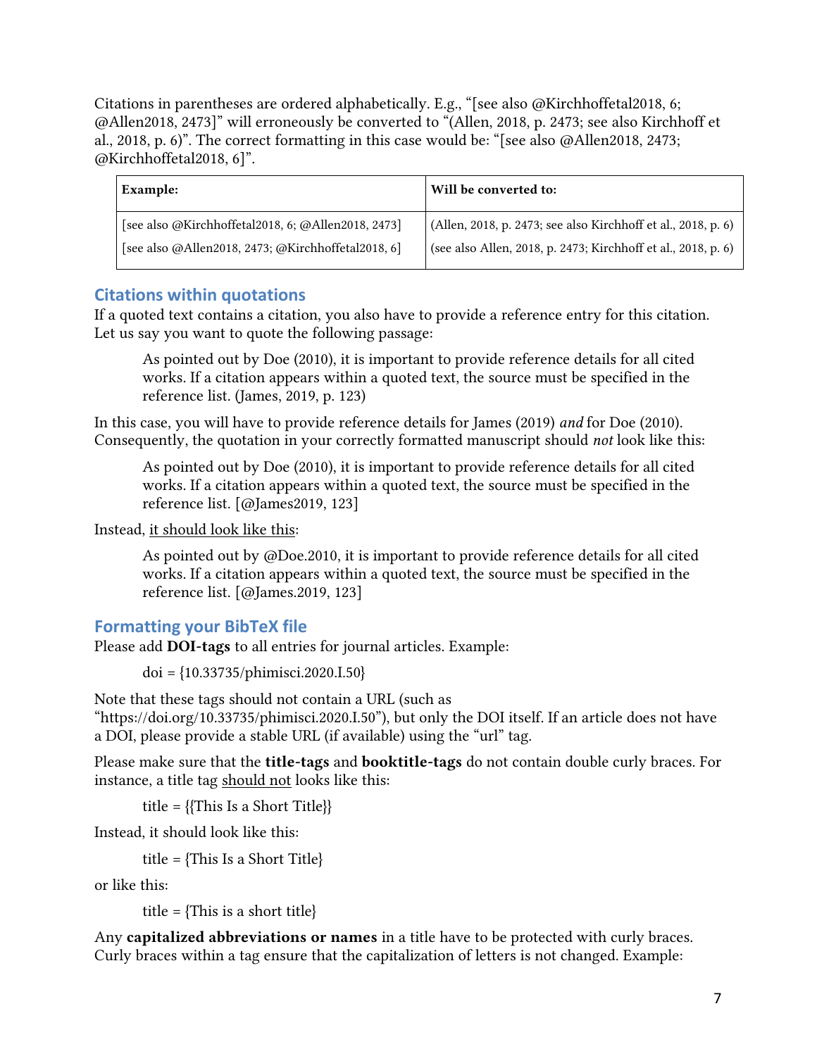Citations in parentheses are ordered alphabetically. E.g., "[see also @Kirchhoffetal2018, 6; @Allen2018, 2473]" will erroneously be converted to "(Allen, 2018, p. 2473; see also Kirchhoff et al., 2018, p. 6)". The correct formatting in this case would be: "[see also @Allen2018, 2473; @Kirchhoffetal2018, 6]".

| **Example:** | **Will be converted to:** |
|---|---|
| [see also @Kirchhoffetal2018, 6; @Allen2018, 2473] | (Allen, 2018, p. 2473; see also Kirchhoff et al., 2018, p. 6) |
| [see also @Allen2018, 2473; @Kirchhoffetal2018, 6] | (see also Allen, 2018, p. 2473; Kirchhoff et al., 2018, p. 6) |

## Citations within quotations

If a quoted text contains a citation, you also have to provide a reference entry for this citation. Let us say you want to quote the following passage:

> As pointed out by Doe (2010), it is important to provide reference details for all cited works. If a citation appears within a quoted text, the source must be specified in the reference list. (James, 2019, p. 123)

In this case, you will have to provide reference details for James (2019) *and* for Doe (2010). Consequently, the quotation in your correctly formatted manuscript should *not* look like this:

> As pointed out by Doe (2010), it is important to provide reference details for all cited works. If a citation appears within a quoted text, the source must be specified in the reference list. [@James2019, 123]

Instead, <u>it should look like this</u>:

> As pointed out by @Doe.2010, it is important to provide reference details for all cited works. If a citation appears within a quoted text, the source must be specified in the reference list. [@James.2019, 123]

## Formatting your BibTeX file

Please add **DOI-tags** to all entries for journal articles. Example:

```
doi = {10.33735/phimisci.2020.I.50}
```

Note that these tags should not contain a URL (such as "https://doi.org/10.33735/phimisci.2020.I.50"), but only the DOI itself. If an article does not have a DOI, please provide a stable URL (if available) using the "url" tag.

Please make sure that the **title-tags** and **booktitle-tags** do not contain double curly braces. For instance, a title tag <u>should not</u> looks like this:

```
title = {{This Is a Short Title}}
```

Instead, it should look like this:

```
title = {This Is a Short Title}
```

or like this:

```
title = {This is a short title}
```

Any **capitalized abbreviations or names** in a title have to be protected with curly braces. Curly braces within a tag ensure that the capitalization of letters is not changed. Example: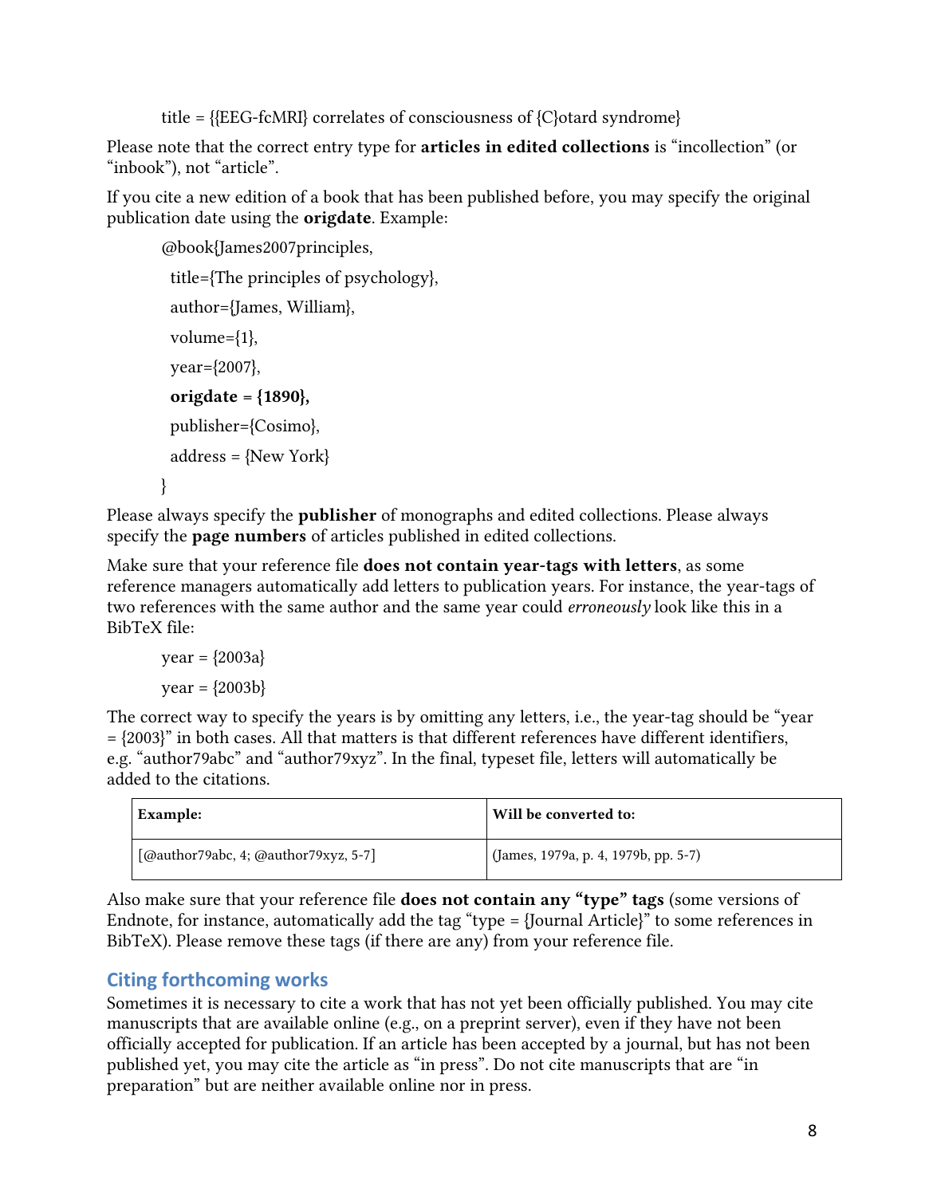```
title = {{EEG-fcMRI} correlates of consciousness of {C}otard syndrome}
```

Please note that the correct entry type for **articles in edited collections** is “incollection” (or “inbook”), not “article”.

If you cite a new edition of a book that has been published before, you may specify the original publication date using the **origdate**. Example:

```
@book{James2007principles,
  title={The principles of psychology},
  author={James, William},
  volume={1},
  year={2007},
  origdate = {1890},
  publisher={Cosimo},
  address = {New York}
}
```

Please always specify the **publisher** of monographs and edited collections. Please always specify the **page numbers** of articles published in edited collections.

Make sure that your reference file **does not contain year-tags with letters**, as some reference managers automatically add letters to publication years. For instance, the year-tags of two references with the same author and the same year could *erroneously* look like this in a BibTeX file:

```
year = {2003a}
year = {2003b}
```

The correct way to specify the years is by omitting any letters, i.e., the year-tag should be “year = {2003}” in both cases. All that matters is that different references have different identifiers, e.g. “author79abc” and “author79xyz”. In the final, typeset file, letters will automatically be added to the citations.

| Example: | Will be converted to: |
| --- | --- |
| [@author79abc, 4; @author79xyz, 5-7] | (James, 1979a, p. 4, 1979b, pp. 5-7) |

Also make sure that your reference file **does not contain any “type” tags** (some versions of Endnote, for instance, automatically add the tag “type = {Journal Article}” to some references in BibTeX). Please remove these tags (if there are any) from your reference file.

## Citing forthcoming works

Sometimes it is necessary to cite a work that has not yet been officially published. You may cite manuscripts that are available online (e.g., on a preprint server), even if they have not been officially accepted for publication. If an article has been accepted by a journal, but has not been published yet, you may cite the article as “in press”. Do not cite manuscripts that are “in preparation” but are neither available online nor in press.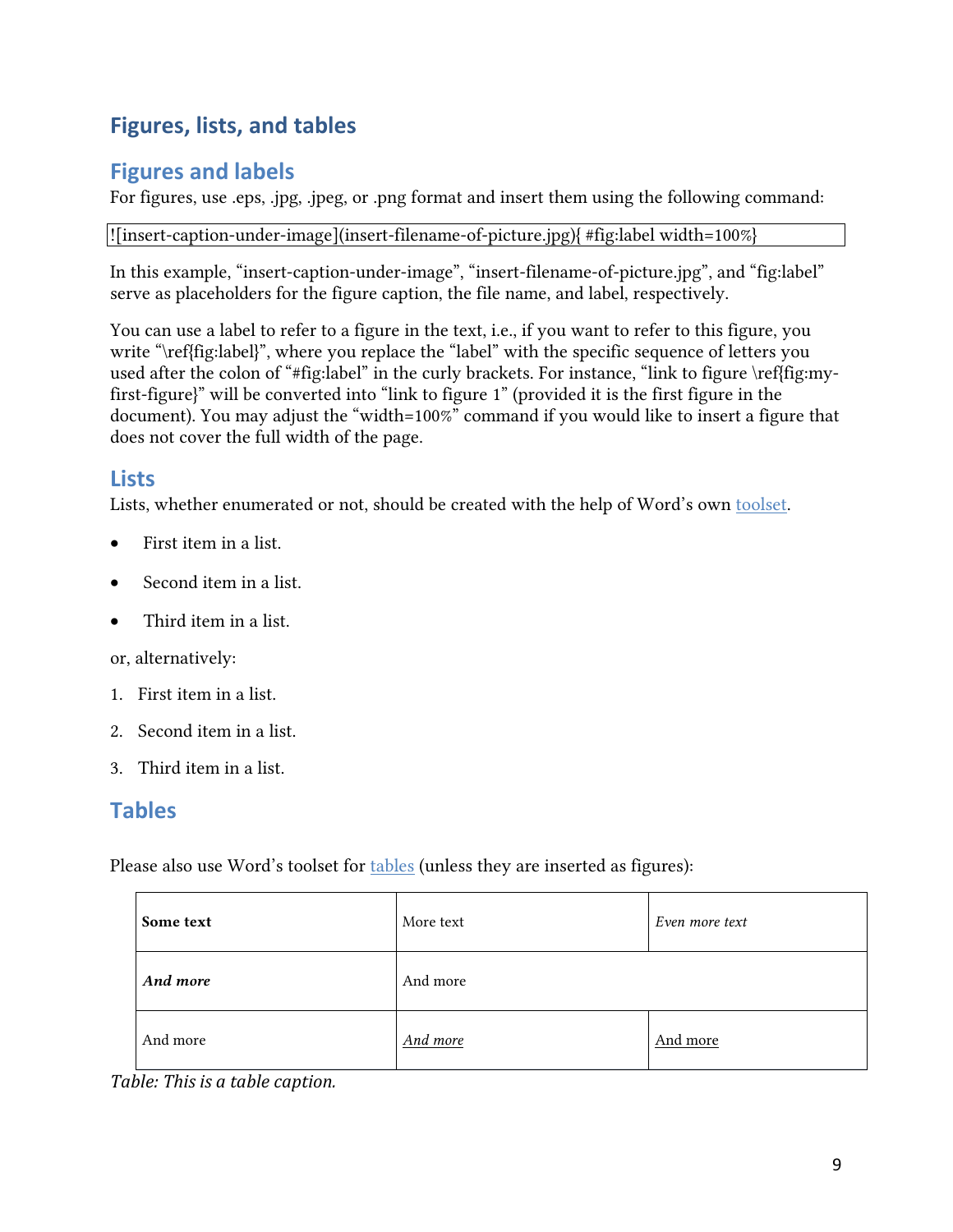## Figures, lists, and tables

### Figures and labels

For figures, use .eps, .jpg, .jpeg, or .png format and insert them using the following command:

```
![insert-caption-under-image](insert-filename-of-picture.jpg){ #fig:label width=100%}
```

In this example, “insert-caption-under-image”, “insert-filename-of-picture.jpg”, and “fig:label” serve as placeholders for the figure caption, the file name, and label, respectively.

You can use a label to refer to a figure in the text, i.e., if you want to refer to this figure, you write “\ref{fig:label}”, where you replace the “label” with the specific sequence of letters you used after the colon of “#fig:label” in the curly brackets. For instance, “link to figure \ref{fig:my-first-figure}” will be converted into “link to figure 1” (provided it is the first figure in the document). You may adjust the “width=100%” command if you would like to insert a figure that does not cover the full width of the page.

### Lists

Lists, whether enumerated or not, should be created with the help of Word’s own [toolset](toolset).

- First item in a list.
- Second item in a list.
- Third item in a list.

or, alternatively:

1. First item in a list.
2. Second item in a list.
3. Third item in a list.

### Tables

Please also use Word’s toolset for [tables](tables) (unless they are inserted as figures):

| **Some text** | More text | *Even more text* |
|---|---|---|
| ***And more*** | And more | |
| And more | *And more* | And more |

*Table: This is a table caption.*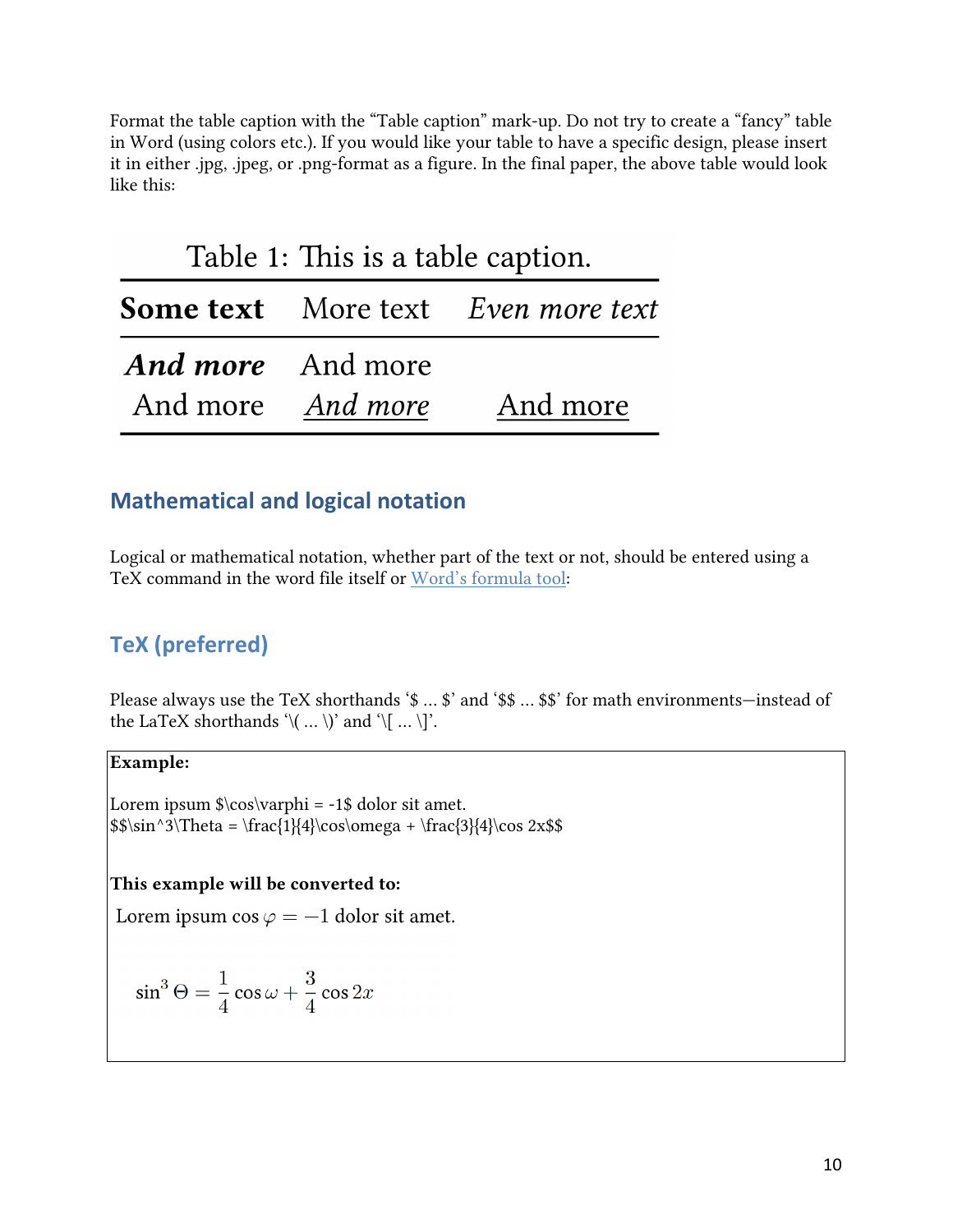Format the table caption with the "Table caption" mark-up. Do not try to create a "fancy" table in Word (using colors etc.). If you would like your table to have a specific design, please insert it in either .jpg, .jpeg, or .png-format as a figure. In the final paper, the above table would look like this:

Table 1: This is a table caption.

| **Some text** | More text | *Even more text* |
|---|---|---|
| ***And more*** | And more | |
| And more | *And more* | And more |

## Mathematical and logical notation

Logical or mathematical notation, whether part of the text or not, should be entered using a TeX command in the word file itself or Word's formula tool:

## TeX (preferred)

Please always use the TeX shorthands '$ … $' and '$$ … $$' for math environments—instead of the LaTeX shorthands '\( … \)' and '\[ … \]'.

**Example:**

```
Lorem ipsum $\cos\varphi = -1$ dolor sit amet.
$$\sin^3\Theta = \frac{1}{4}\cos\omega + \frac{3}{4}\cos 2x$$
```

**This example will be converted to:**

Lorem ipsum $\cos\varphi = -1$ dolor sit amet.

$$\sin^3\Theta = \frac{1}{4}\cos\omega + \frac{3}{4}\cos 2x$$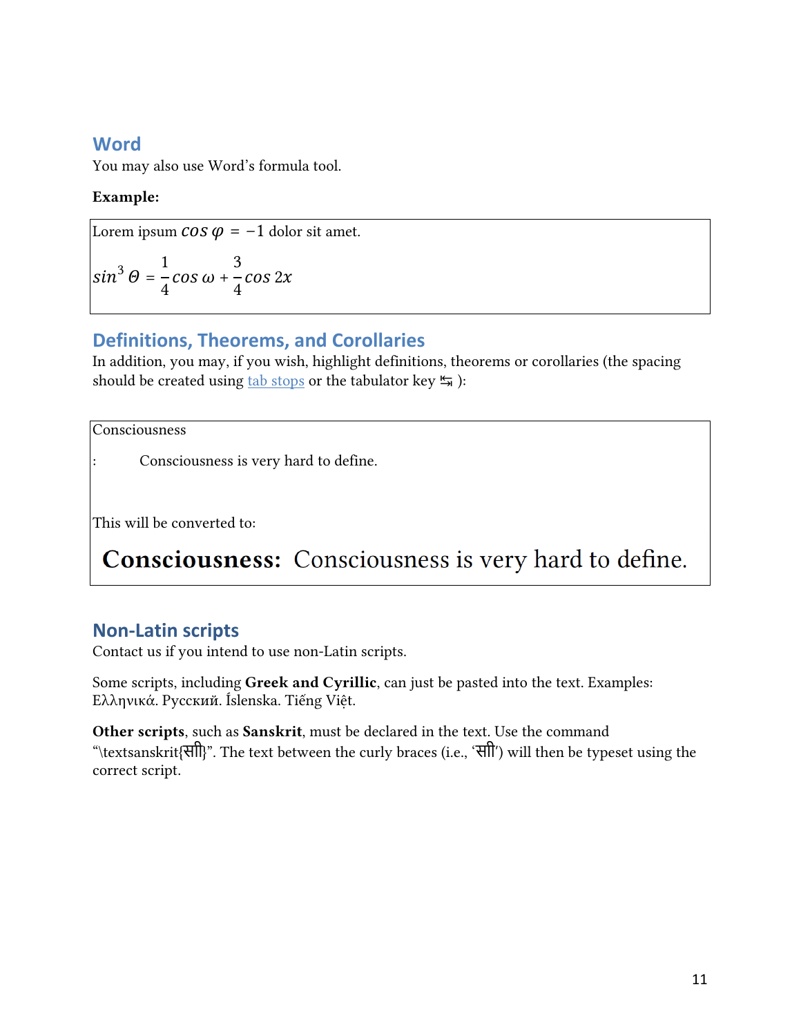## Word

You may also use Word's formula tool.

**Example:**

Lorem ipsum $cos\,\varphi = -1$ dolor sit amet.

$$sin^3\,\Theta = \frac{1}{4}cos\,\omega + \frac{3}{4}cos\,2x$$

## Definitions, Theorems, and Corollaries

In addition, you may, if you wish, highlight definitions, theorems or corollaries (the spacing should be created using tab stops or the tabulator key ⭾ ):

Consciousness

:	Consciousness is very hard to define.

This will be converted to:

**Consciousness:** Consciousness is very hard to define.

## Non-Latin scripts

Contact us if you intend to use non-Latin scripts.

Some scripts, including **Greek and Cyrillic**, can just be pasted into the text. Examples: Ελληνικά. Русский. Íslenska. Tiếng Việt.

**Other scripts**, such as **Sanskrit**, must be declared in the text. Use the command "\textsanskrit{सी}". The text between the curly braces (i.e., 'सी') will then be typeset using the correct script.